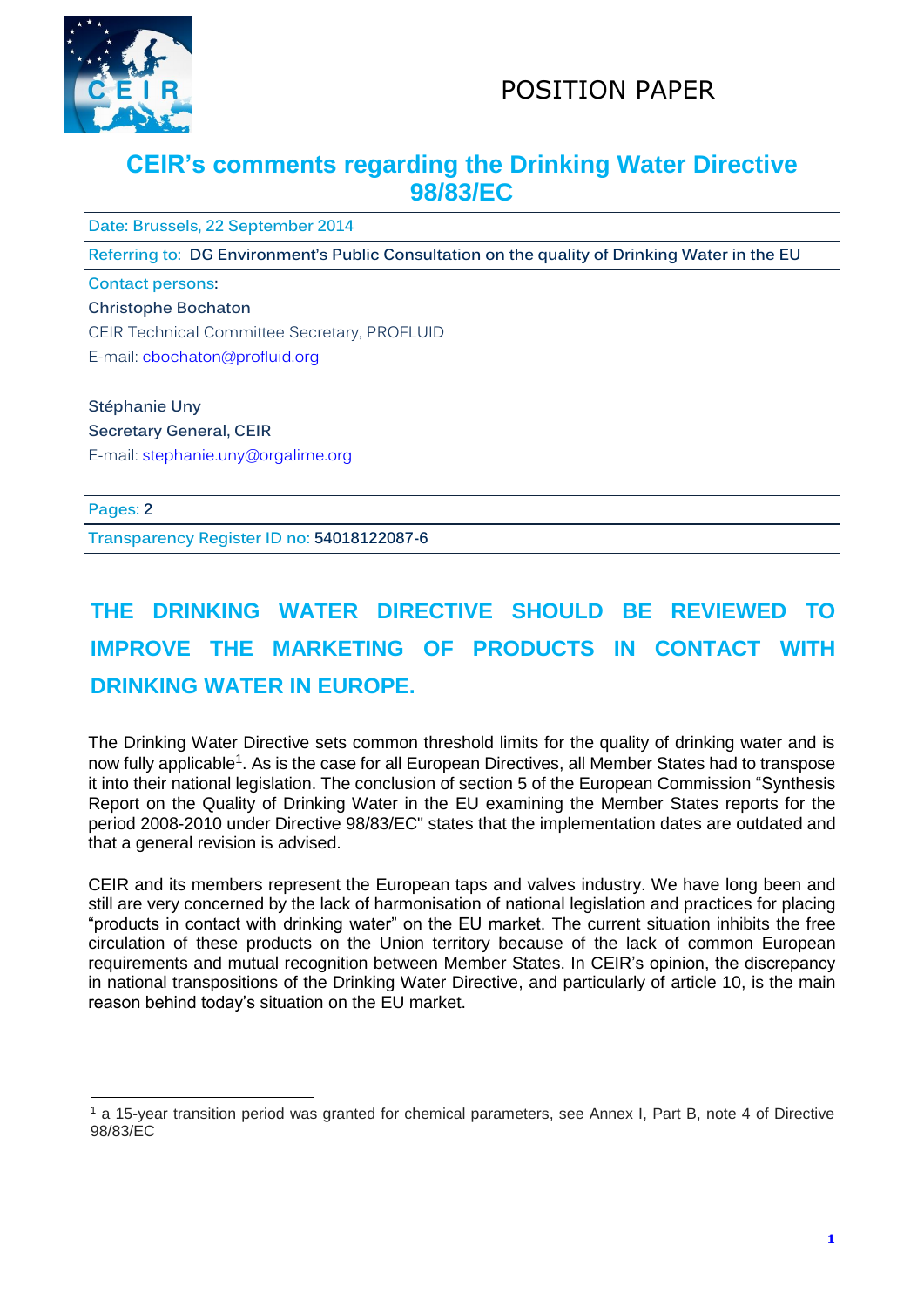POSITION PAPER

# CEIR's comments regarding the Drinking Water Directive 98/83/EC

| Date: Brussels, 22 September 2014 |
|---|
| Referring to: DG Environment's Public Consultation on the quality of Drinking Water in the EU |
| Contact persons:<br>Christophe Bochaton<br>CEIR Technical Committee Secretary, PROFLUID<br>E-mail: cbochaton@profluid.org<br><br>Stéphanie Uny<br>Secretary General, CEIR<br>E-mail: stephanie.uny@orgalime.org |
| Pages: 2 |
| Transparency Register ID no: 54018122087-6 |

## THE DRINKING WATER DIRECTIVE SHOULD BE REVIEWED TO IMPROVE THE MARKETING OF PRODUCTS IN CONTACT WITH DRINKING WATER IN EUROPE.

The Drinking Water Directive sets common threshold limits for the quality of drinking water and is now fully applicable[1]. As is the case for all European Directives, all Member States had to transpose it into their national legislation. The conclusion of section 5 of the European Commission "Synthesis Report on the Quality of Drinking Water in the EU examining the Member States reports for the period 2008-2010 under Directive 98/83/EC" states that the implementation dates are outdated and that a general revision is advised.

CEIR and its members represent the European taps and valves industry. We have long been and still are very concerned by the lack of harmonisation of national legislation and practices for placing "products in contact with drinking water" on the EU market. The current situation inhibits the free circulation of these products on the Union territory because of the lack of common European requirements and mutual recognition between Member States. In CEIR's opinion, the discrepancy in national transpositions of the Drinking Water Directive, and particularly of article 10, is the main reason behind today's situation on the EU market.

[1] a 15-year transition period was granted for chemical parameters, see Annex I, Part B, note 4 of Directive 98/83/EC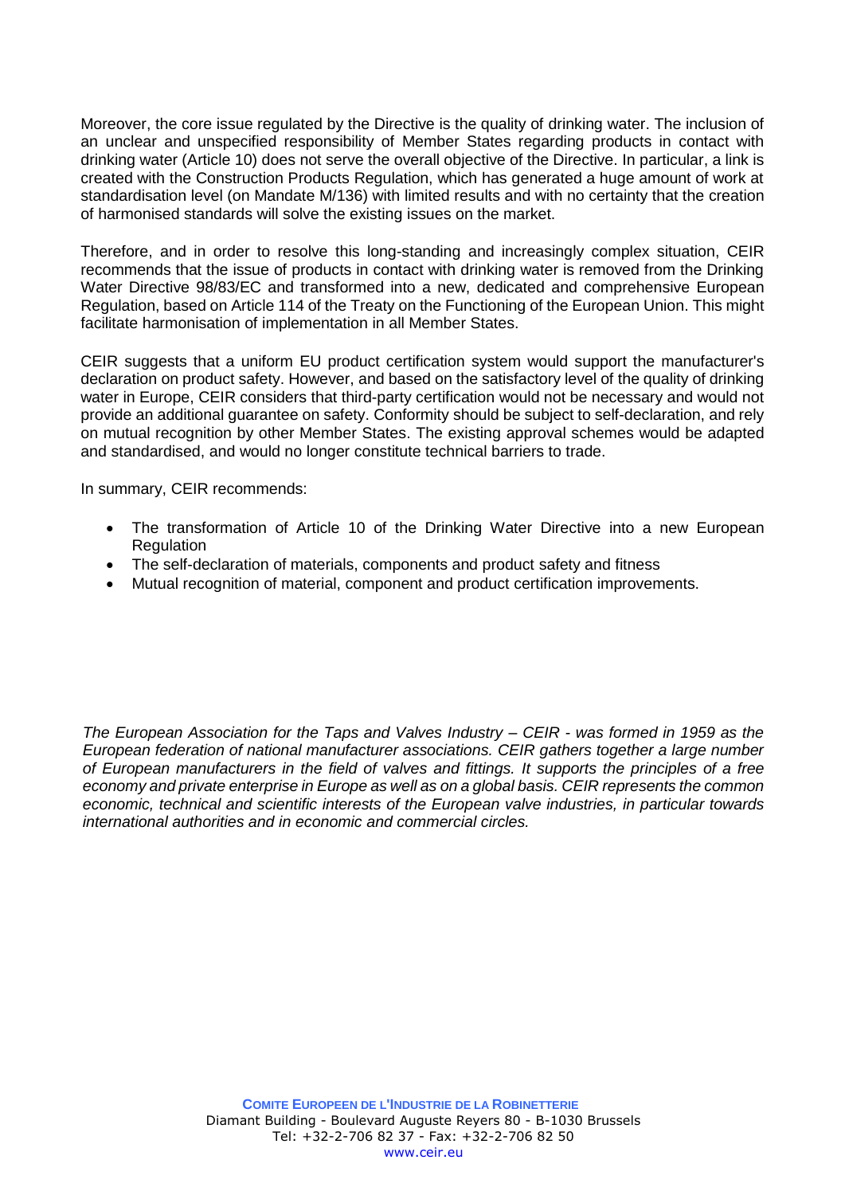Moreover, the core issue regulated by the Directive is the quality of drinking water. The inclusion of an unclear and unspecified responsibility of Member States regarding products in contact with drinking water (Article 10) does not serve the overall objective of the Directive. In particular, a link is created with the Construction Products Regulation, which has generated a huge amount of work at standardisation level (on Mandate M/136) with limited results and with no certainty that the creation of harmonised standards will solve the existing issues on the market.

Therefore, and in order to resolve this long-standing and increasingly complex situation, CEIR recommends that the issue of products in contact with drinking water is removed from the Drinking Water Directive 98/83/EC and transformed into a new, dedicated and comprehensive European Regulation, based on Article 114 of the Treaty on the Functioning of the European Union. This might facilitate harmonisation of implementation in all Member States.

CEIR suggests that a uniform EU product certification system would support the manufacturer's declaration on product safety. However, and based on the satisfactory level of the quality of drinking water in Europe, CEIR considers that third-party certification would not be necessary and would not provide an additional guarantee on safety. Conformity should be subject to self-declaration, and rely on mutual recognition by other Member States. The existing approval schemes would be adapted and standardised, and would no longer constitute technical barriers to trade.

In summary, CEIR recommends:

- The transformation of Article 10 of the Drinking Water Directive into a new European Regulation
- The self-declaration of materials, components and product safety and fitness
- Mutual recognition of material, component and product certification improvements.

*The European Association for the Taps and Valves Industry – CEIR - was formed in 1959 as the European federation of national manufacturer associations. CEIR gathers together a large number of European manufacturers in the field of valves and fittings. It supports the principles of a free economy and private enterprise in Europe as well as on a global basis. CEIR represents the common economic, technical and scientific interests of the European valve industries, in particular towards international authorities and in economic and commercial circles.*

**COMITE EUROPEEN DE L'INDUSTRIE DE LA ROBINETTERIE**
Diamant Building - Boulevard Auguste Reyers 80 - B-1030 Brussels
Tel: +32-2-706 82 37 - Fax: +32-2-706 82 50
www.ceir.eu